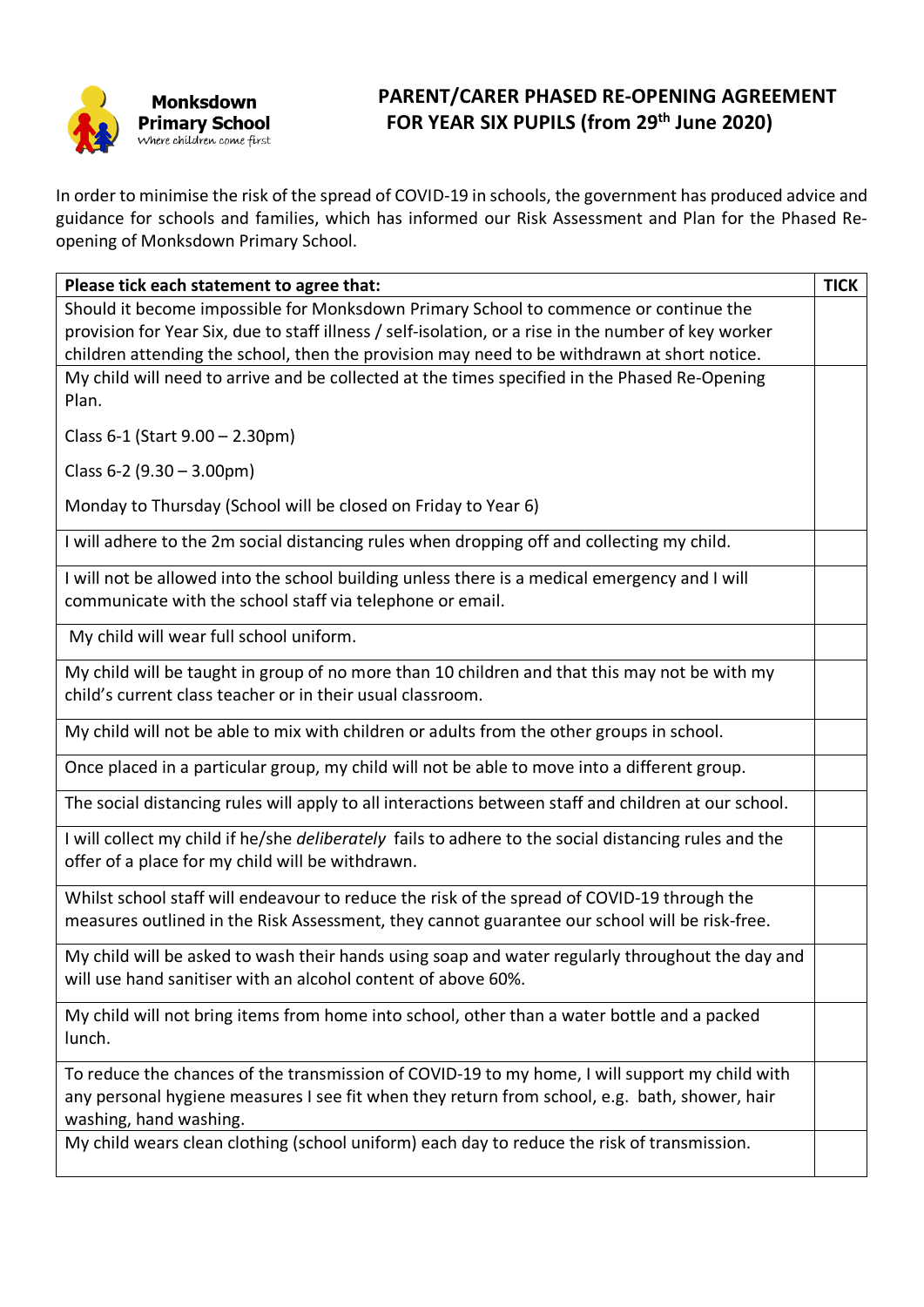**Monksdown Primary School**
*Where children come first*

# PARENT/CARER PHASED RE-OPENING AGREEMENT FOR YEAR SIX PUPILS (from 29th June 2020)

In order to minimise the risk of the spread of COVID-19 in schools, the government has produced advice and guidance for schools and families, which has informed our Risk Assessment and Plan for the Phased Re-opening of Monksdown Primary School.

| Please tick each statement to agree that: | TICK |
|---|---|
| Should it become impossible for Monksdown Primary School to commence or continue the provision for Year Six, due to staff illness / self-isolation, or a rise in the number of key worker children attending the school, then the provision may need to be withdrawn at short notice. | |
| My child will need to arrive and be collected at the times specified in the Phased Re-Opening Plan.<br><br>Class 6-1 (Start 9.00 – 2.30pm)<br><br>Class 6-2 (9.30 – 3.00pm)<br><br>Monday to Thursday (School will be closed on Friday to Year 6) | |
| I will adhere to the 2m social distancing rules when dropping off and collecting my child. | |
| I will not be allowed into the school building unless there is a medical emergency and I will communicate with the school staff via telephone or email. | |
| My child will wear full school uniform. | |
| My child will be taught in group of no more than 10 children and that this may not be with my child's current class teacher or in their usual classroom. | |
| My child will not be able to mix with children or adults from the other groups in school. | |
| Once placed in a particular group, my child will not be able to move into a different group. | |
| The social distancing rules will apply to all interactions between staff and children at our school. | |
| I will collect my child if he/she *deliberately* fails to adhere to the social distancing rules and the offer of a place for my child will be withdrawn. | |
| Whilst school staff will endeavour to reduce the risk of the spread of COVID-19 through the measures outlined in the Risk Assessment, they cannot guarantee our school will be risk-free. | |
| My child will be asked to wash their hands using soap and water regularly throughout the day and will use hand sanitiser with an alcohol content of above 60%. | |
| My child will not bring items from home into school, other than a water bottle and a packed lunch. | |
| To reduce the chances of the transmission of COVID-19 to my home, I will support my child with any personal hygiene measures I see fit when they return from school, e.g. bath, shower, hair washing, hand washing. | |
| My child wears clean clothing (school uniform) each day to reduce the risk of transmission. | |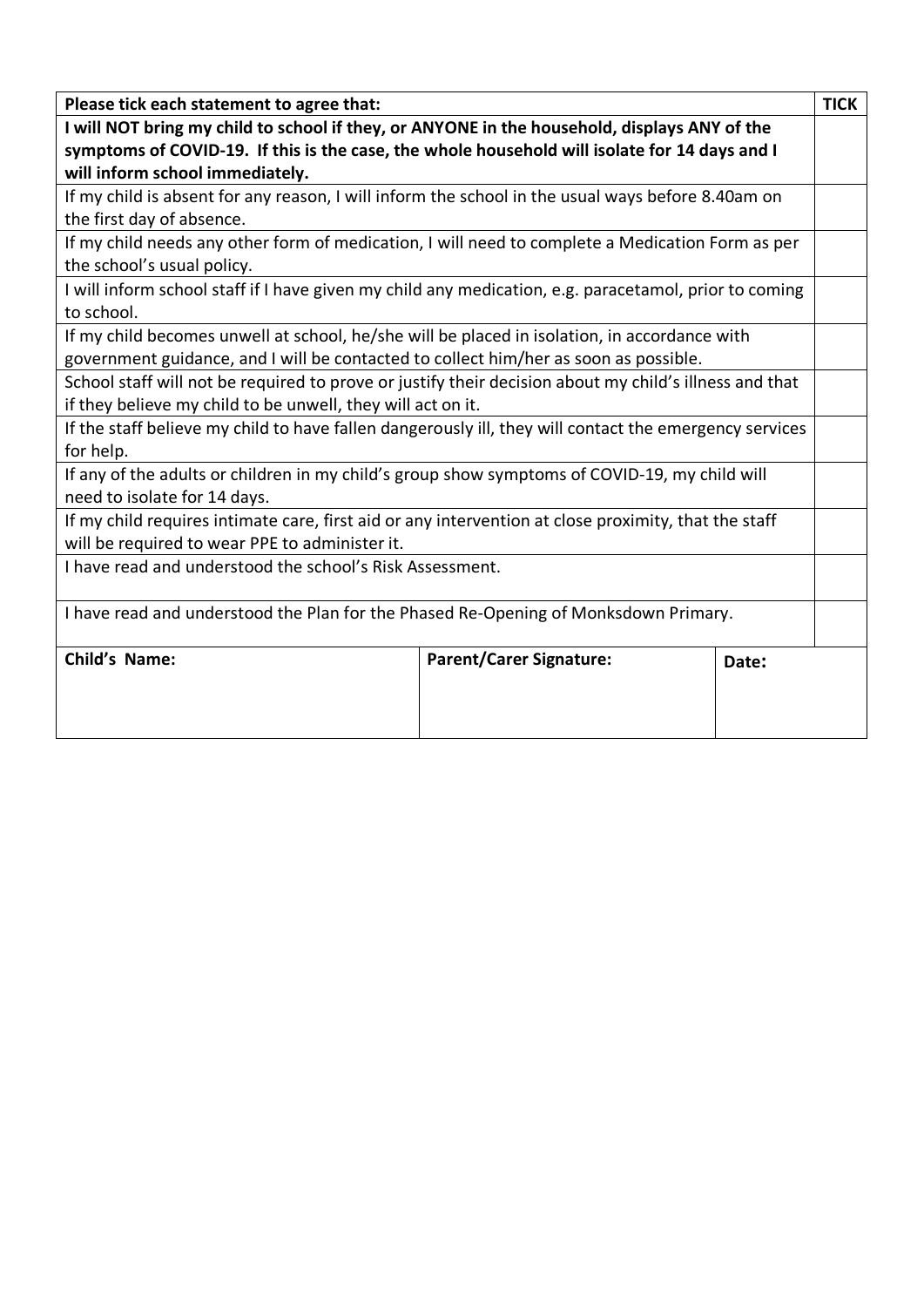| Please tick each statement to agree that: | TICK |
| --- | --- |
| **I will NOT bring my child to school if they, or ANYONE in the household, displays ANY of the symptoms of COVID-19. If this is the case, the whole household will isolate for 14 days and I will inform school immediately.** | |
| If my child is absent for any reason, I will inform the school in the usual ways before 8.40am on the first day of absence. | |
| If my child needs any other form of medication, I will need to complete a Medication Form as per the school's usual policy. | |
| I will inform school staff if I have given my child any medication, e.g. paracetamol, prior to coming to school. | |
| If my child becomes unwell at school, he/she will be placed in isolation, in accordance with government guidance, and I will be contacted to collect him/her as soon as possible. | |
| School staff will not be required to prove or justify their decision about my child's illness and that if they believe my child to be unwell, they will act on it. | |
| If the staff believe my child to have fallen dangerously ill, they will contact the emergency services for help. | |
| If any of the adults or children in my child's group show symptoms of COVID-19, my child will need to isolate for 14 days. | |
| If my child requires intimate care, first aid or any intervention at close proximity, that the staff will be required to wear PPE to administer it. | |
| I have read and understood the school's Risk Assessment. | |
| I have read and understood the Plan for the Phased Re-Opening of Monksdown Primary. | |

| Child's Name: | Parent/Carer Signature: | Date: |
| --- | --- | --- |
| | | |